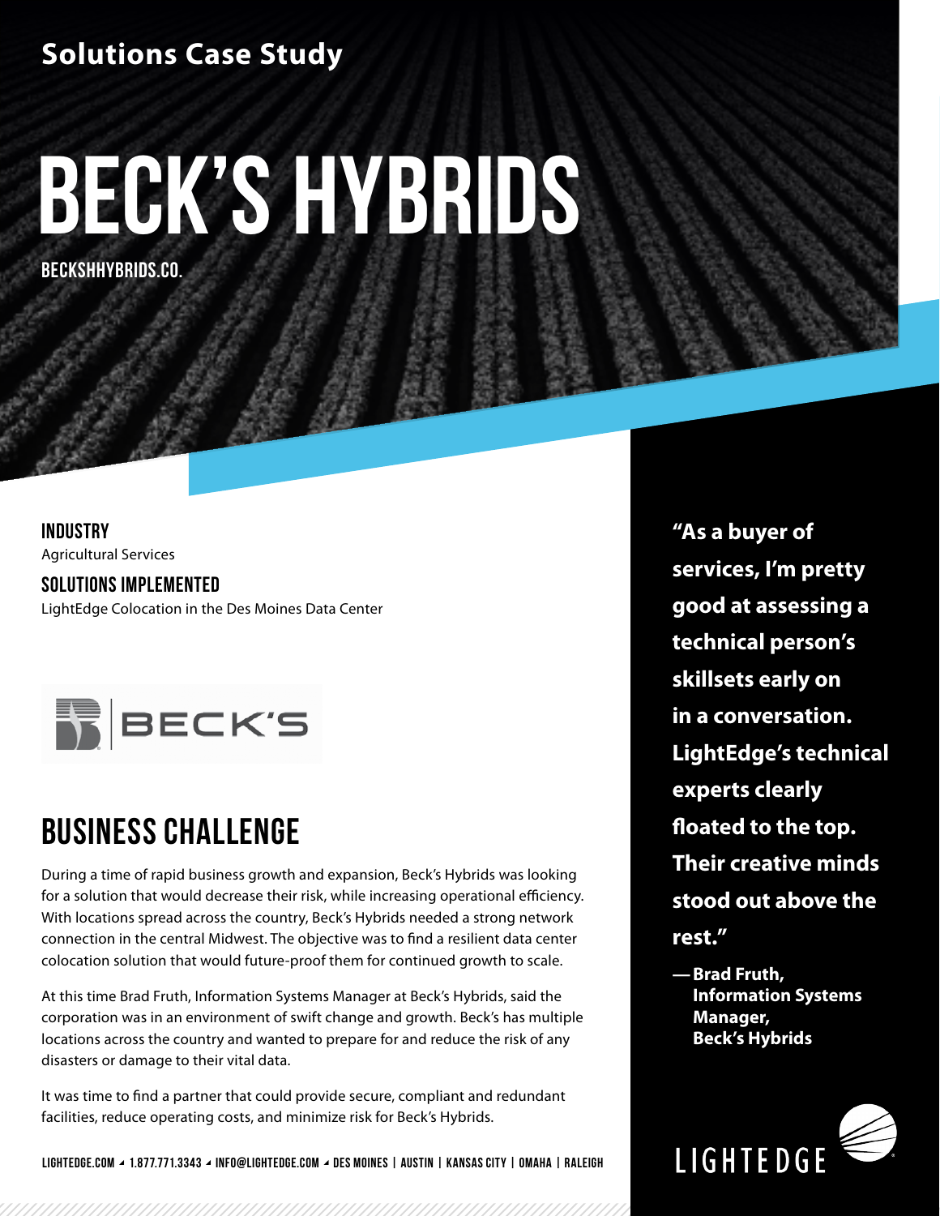Solutions Case Study

# BECK'S HYBRIDS

BECKSHHYBRIDS.CO.

**INDUSTRY**
Agricultural Services

**SOLUTIONS IMPLEMENTED**
LightEdge Colocation in the Des Moines Data Center

## BUSINESS CHALLENGE

During a time of rapid business growth and expansion, Beck's Hybrids was looking for a solution that would decrease their risk, while increasing operational efficiency. With locations spread across the country, Beck's Hybrids needed a strong network connection in the central Midwest. The objective was to find a resilient data center colocation solution that would future-proof them for continued growth to scale.

At this time Brad Fruth, Information Systems Manager at Beck's Hybrids, said the corporation was in an environment of swift change and growth. Beck's has multiple locations across the country and wanted to prepare for and reduce the risk of any disasters or damage to their vital data.

It was time to find a partner that could provide secure, compliant and redundant facilities, reduce operating costs, and minimize risk for Beck's Hybrids.

**"As a buyer of services, I'm pretty good at assessing a technical person's skillsets early on in a conversation. LightEdge's technical experts clearly floated to the top. Their creative minds stood out above the rest."**

**— Brad Fruth, Information Systems Manager, Beck's Hybrids**

LIGHTEDGE.COM ◢ 1.877.771.3343 ◢ INFO@LIGHTEDGE.COM ◢ DES MOINES | AUSTIN | KANSAS CITY | OMAHA | RALEIGH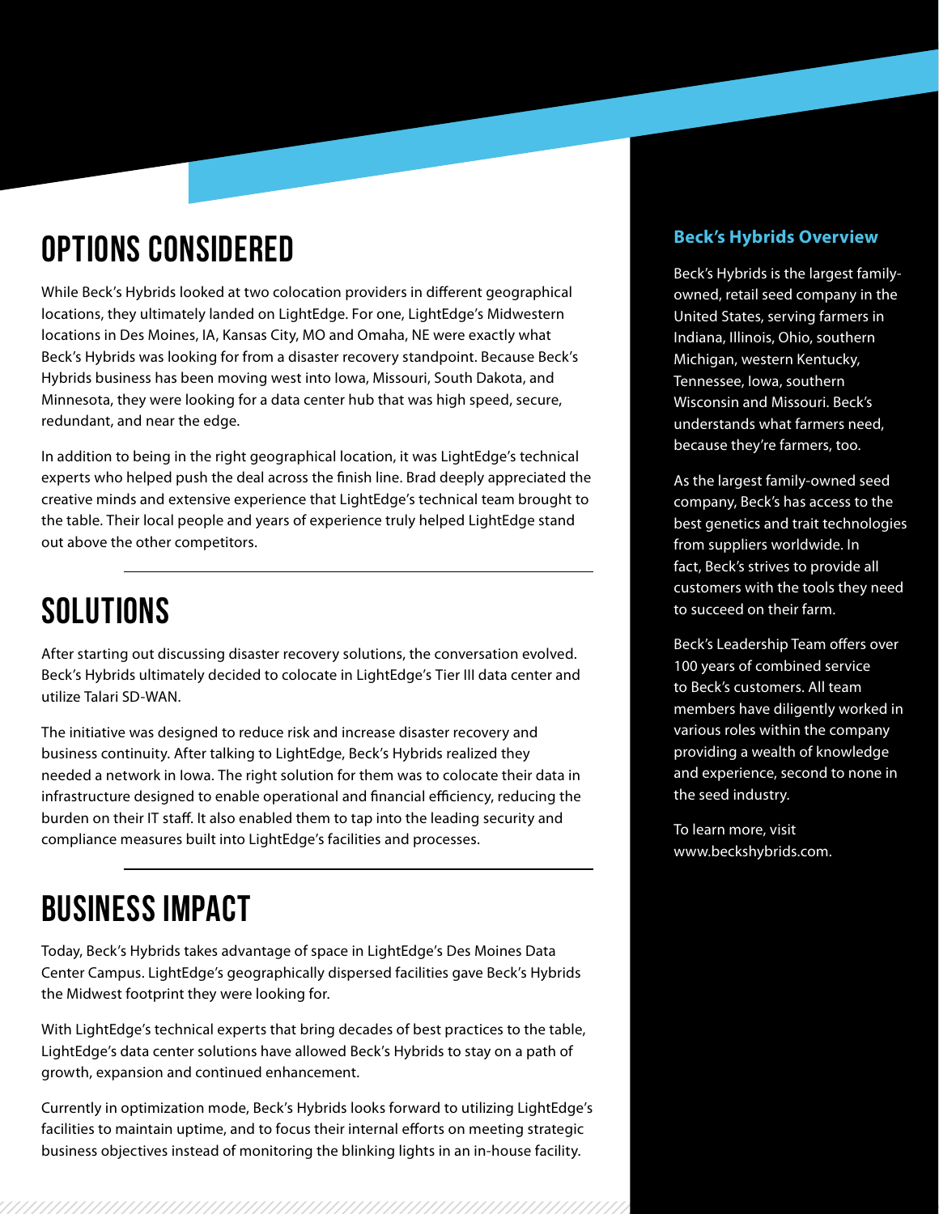## OPTIONS CONSIDERED

While Beck's Hybrids looked at two colocation providers in different geographical locations, they ultimately landed on LightEdge. For one, LightEdge's Midwestern locations in Des Moines, IA, Kansas City, MO and Omaha, NE were exactly what Beck's Hybrids was looking for from a disaster recovery standpoint. Because Beck's Hybrids business has been moving west into Iowa, Missouri, South Dakota, and Minnesota, they were looking for a data center hub that was high speed, secure, redundant, and near the edge.

In addition to being in the right geographical location, it was LightEdge's technical experts who helped push the deal across the finish line. Brad deeply appreciated the creative minds and extensive experience that LightEdge's technical team brought to the table. Their local people and years of experience truly helped LightEdge stand out above the other competitors.

## SOLUTIONS

After starting out discussing disaster recovery solutions, the conversation evolved. Beck's Hybrids ultimately decided to colocate in LightEdge's Tier III data center and utilize Talari SD-WAN.

The initiative was designed to reduce risk and increase disaster recovery and business continuity. After talking to LightEdge, Beck's Hybrids realized they needed a network in Iowa. The right solution for them was to colocate their data in infrastructure designed to enable operational and financial efficiency, reducing the burden on their IT staff. It also enabled them to tap into the leading security and compliance measures built into LightEdge's facilities and processes.

## BUSINESS IMPACT

Today, Beck's Hybrids takes advantage of space in LightEdge's Des Moines Data Center Campus. LightEdge's geographically dispersed facilities gave Beck's Hybrids the Midwest footprint they were looking for.

With LightEdge's technical experts that bring decades of best practices to the table, LightEdge's data center solutions have allowed Beck's Hybrids to stay on a path of growth, expansion and continued enhancement.

Currently in optimization mode, Beck's Hybrids looks forward to utilizing LightEdge's facilities to maintain uptime, and to focus their internal efforts on meeting strategic business objectives instead of monitoring the blinking lights in an in-house facility.

### Beck's Hybrids Overview

Beck's Hybrids is the largest family-owned, retail seed company in the United States, serving farmers in Indiana, Illinois, Ohio, southern Michigan, western Kentucky, Tennessee, Iowa, southern Wisconsin and Missouri. Beck's understands what farmers need, because they're farmers, too.

As the largest family-owned seed company, Beck's has access to the best genetics and trait technologies from suppliers worldwide. In fact, Beck's strives to provide all customers with the tools they need to succeed on their farm.

Beck's Leadership Team offers over 100 years of combined service to Beck's customers. All team members have diligently worked in various roles within the company providing a wealth of knowledge and experience, second to none in the seed industry.

To learn more, visit www.beckshybrids.com.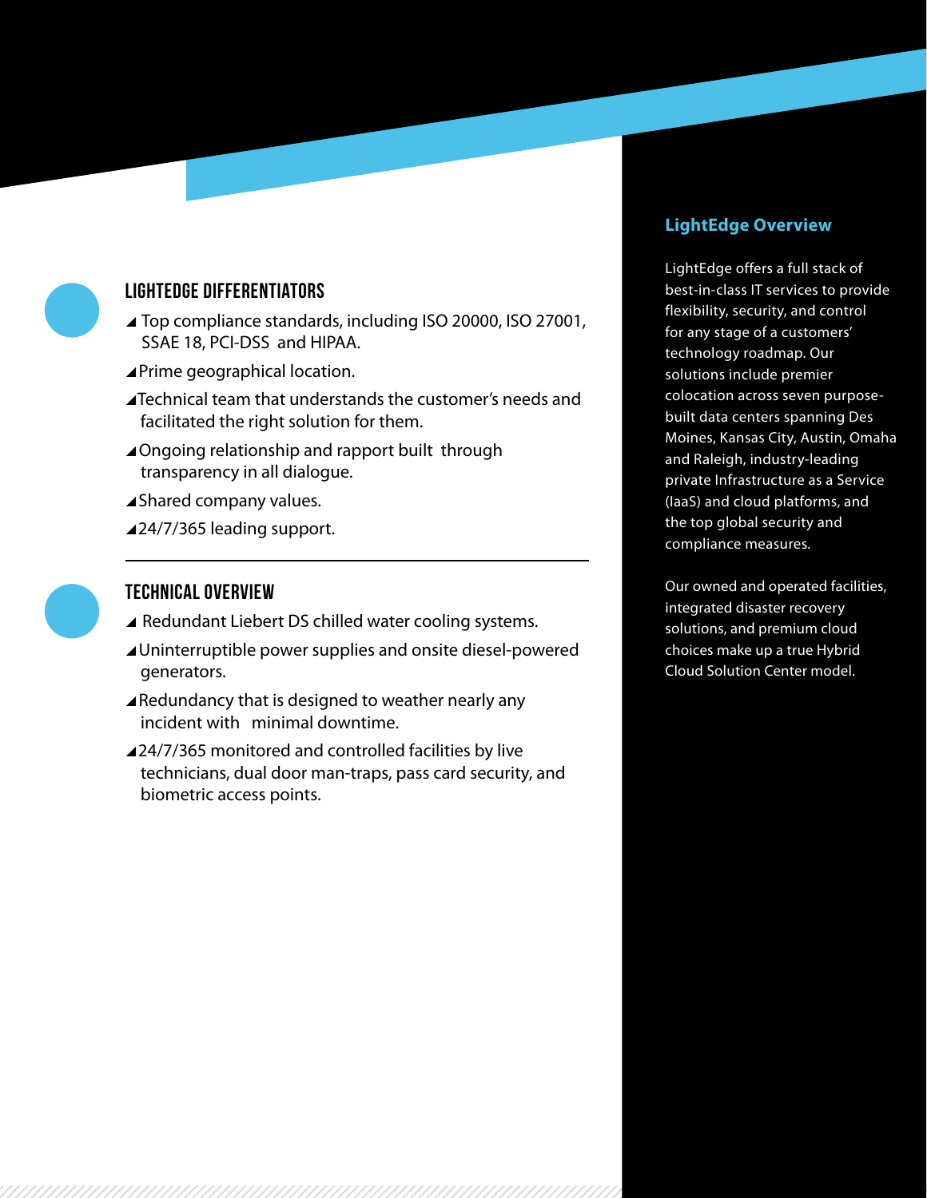## LIGHTEDGE DIFFERENTIATORS

- Top compliance standards, including ISO 20000, ISO 27001, SSAE 18, PCI-DSS and HIPAA.
- Prime geographical location.
- Technical team that understands the customer's needs and facilitated the right solution for them.
- Ongoing relationship and rapport built through transparency in all dialogue.
- Shared company values.
- 24/7/365 leading support.

## TECHNICAL OVERVIEW

- Redundant Liebert DS chilled water cooling systems.
- Uninterruptible power supplies and onsite diesel-powered generators.
- Redundancy that is designed to weather nearly any incident with minimal downtime.
- 24/7/365 monitored and controlled facilities by live technicians, dual door man-traps, pass card security, and biometric access points.

## LightEdge Overview

LightEdge offers a full stack of best-in-class IT services to provide flexibility, security, and control for any stage of a customers' technology roadmap. Our solutions include premier colocation across seven purpose-built data centers spanning Des Moines, Kansas City, Austin, Omaha and Raleigh, industry-leading private Infrastructure as a Service (IaaS) and cloud platforms, and the top global security and compliance measures.

Our owned and operated facilities, integrated disaster recovery solutions, and premium cloud choices make up a true Hybrid Cloud Solution Center model.